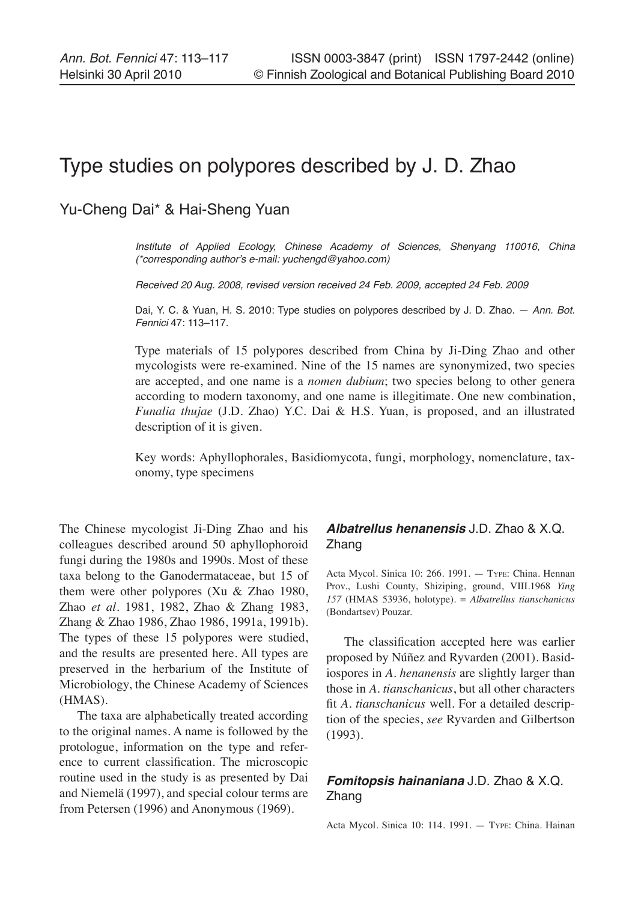# Type studies on polypores described by J. D. Zhao

Yu-Cheng Dai* & Hai-Sheng Yuan

*Institute of Applied Ecology, Chinese Academy of Sciences, Shenyang 110016, China (*corresponding author's e-mail: yuchengd@yahoo.com)*

*Received 20 Aug. 2008, revised version received 24 Feb. 2009, accepted 24 Feb. 2009*

Dai, Y. C. & Yuan, H. S. 2010: Type studies on polypores described by J. D. Zhao. — *Ann. Bot. Fennici* 47: 113–117.

Type materials of 15 polypores described from China by Ji-Ding Zhao and other mycologists were re-examined. Nine of the 15 names are synonymized, two species are accepted, and one name is a *nomen dubium*; two species belong to other genera according to modern taxonomy, and one name is illegitimate. One new combination, *Funalia thujae* (J.D. Zhao) Y.C. Dai & H.S. Yuan, is proposed, and an illustrated description of it is given.

Key words: Aphyllophorales, Basidiomycota, fungi, morphology, nomenclature, taxonomy, type specimens

The Chinese mycologist Ji-Ding Zhao and his colleagues described around 50 aphyllophoroid fungi during the 1980s and 1990s. Most of these taxa belong to the Ganodermataceae, but 15 of them were other polypores (Xu & Zhao 1980, Zhao *et al*. 1981, 1982, Zhao & Zhang 1983, Zhang & Zhao 1986, Zhao 1986, 1991a, 1991b). The types of these 15 polypores were studied, and the results are presented here. All types are preserved in the herbarium of the Institute of Microbiology, the Chinese Academy of Sciences (HMAS).

The taxa are alphabetically treated according to the original names. A name is followed by the protologue, information on the type and reference to current classification. The microscopic routine used in the study is as presented by Dai and Niemelä (1997), and special colour terms are from Petersen (1996) and Anonymous (1969).

## ***Albatrellus henanensis*** J.D. Zhao & X.Q. Zhang

Acta Mycol. Sinica 10: 266. 1991. — Type: China. Hennan Prov., Lushi County, Shiziping, ground, VIII.1968 *Ying 157* (HMAS 53936, holotype). = *Albatrellus tianschanicus* (Bondartsev) Pouzar.

The classification accepted here was earlier proposed by Núñez and Ryvarden (2001). Basidiospores in *A. henanensis* are slightly larger than those in *A. tianschanicus*, but all other characters fit *A. tianschanicus* well. For a detailed description of the species, *see* Ryvarden and Gilbertson (1993).

## ***Fomitopsis hainaniana*** J.D. Zhao & X.Q. Zhang

Acta Mycol. Sinica 10: 114. 1991. — Type: China. Hainan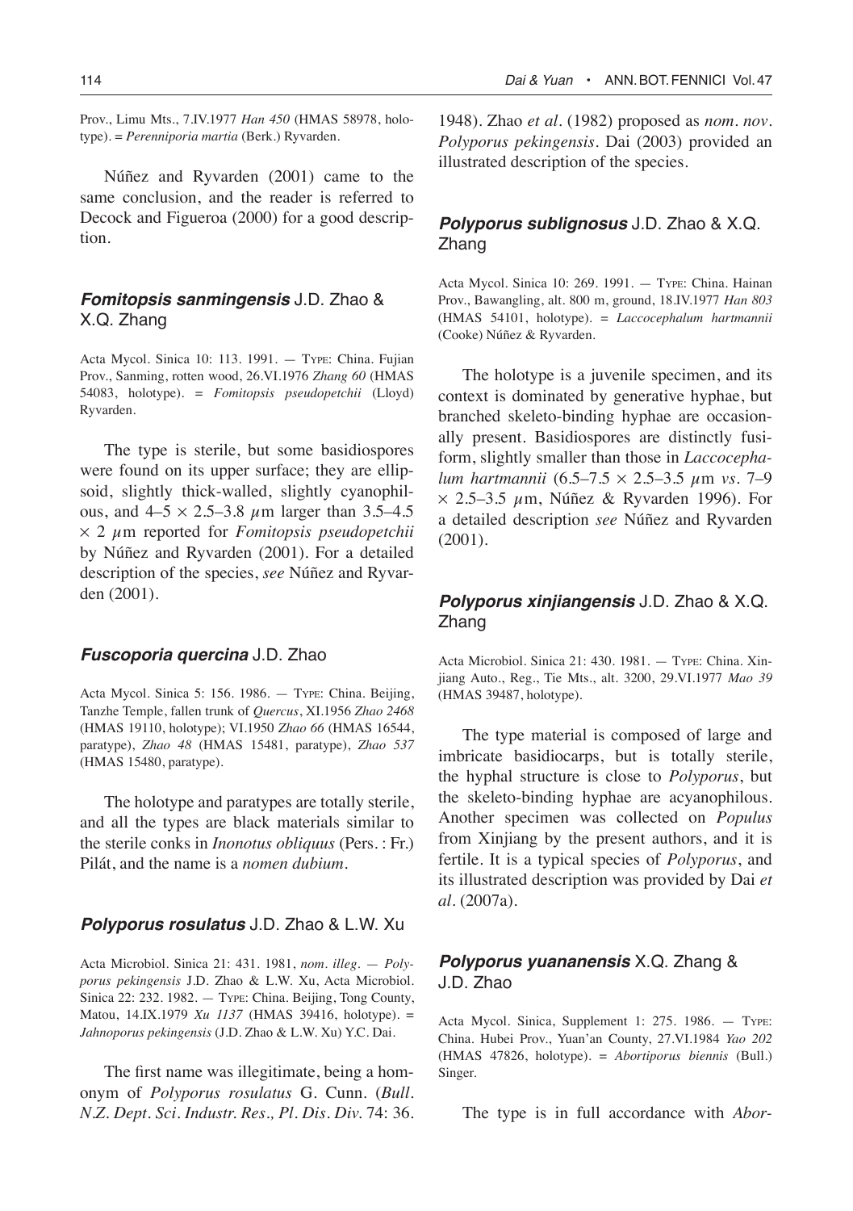Prov., Limu Mts., 7.IV.1977 *Han 450* (HMAS 58978, holotype). = *Perenniporia martia* (Berk.) Ryvarden.

Núñez and Ryvarden (2001) came to the same conclusion, and the reader is referred to Decock and Figueroa (2000) for a good description.

### *Fomitopsis sanmingensis* J.D. Zhao & X.Q. Zhang

Acta Mycol. Sinica 10: 113. 1991. — Type: China. Fujian Prov., Sanming, rotten wood, 26.VI.1976 *Zhang 60* (HMAS 54083, holotype). = *Fomitopsis pseudopetchii* (Lloyd) Ryvarden.

The type is sterile, but some basidiospores were found on its upper surface; they are ellipsoid, slightly thick-walled, slightly cyanophilous, and 4–5 × 2.5–3.8 $\mu$m larger than 3.5–4.5 × 2 $\mu$m reported for *Fomitopsis pseudopetchii* by Núñez and Ryvarden (2001). For a detailed description of the species, *see* Núñez and Ryvarden (2001).

### *Fuscoporia quercina* J.D. Zhao

Acta Mycol. Sinica 5: 156. 1986. — Type: China. Beijing, Tanzhe Temple, fallen trunk of *Quercus*, XI.1956 *Zhao 2468* (HMAS 19110, holotype); VI.1950 *Zhao 66* (HMAS 16544, paratype), *Zhao 48* (HMAS 15481, paratype), *Zhao 537* (HMAS 15480, paratype).

The holotype and paratypes are totally sterile, and all the types are black materials similar to the sterile conks in *Inonotus obliquus* (Pers. : Fr.) Pilát, and the name is a *nomen dubium*.

### *Polyporus rosulatus* J.D. Zhao & L.W. Xu

Acta Microbiol. Sinica 21: 431. 1981, *nom. illeg.* — *Polyporus pekingensis* J.D. Zhao & L.W. Xu, Acta Microbiol. Sinica 22: 232. 1982. — Type: China. Beijing, Tong County, Matou, 14.IX.1979 *Xu 1137* (HMAS 39416, holotype). = *Jahnoporus pekingensis* (J.D. Zhao & L.W. Xu) Y.C. Dai.

The first name was illegitimate, being a homonym of *Polyporus rosulatus* G. Cunn. (*Bull. N.Z. Dept. Sci. Industr. Res., Pl. Dis. Div.* 74: 36. 1948). Zhao *et al.* (1982) proposed as *nom. nov. Polyporus pekingensis*. Dai (2003) provided an illustrated description of the species.

### *Polyporus sublignosus* J.D. Zhao & X.Q. Zhang

Acta Mycol. Sinica 10: 269. 1991. — Type: China. Hainan Prov., Bawangling, alt. 800 m, ground, 18.IV.1977 *Han 803* (HMAS 54101, holotype). = *Laccocephalum hartmannii* (Cooke) Núñez & Ryvarden.

The holotype is a juvenile specimen, and its context is dominated by generative hyphae, but branched skeleto-binding hyphae are occasionally present. Basidiospores are distinctly fusiform, slightly smaller than those in *Laccocephalum hartmannii* (6.5–7.5 × 2.5–3.5 $\mu$m *vs.* 7–9 × 2.5–3.5 $\mu$m, Núñez & Ryvarden 1996). For a detailed description *see* Núñez and Ryvarden (2001).

### *Polyporus xinjiangensis* J.D. Zhao & X.Q. Zhang

Acta Microbiol. Sinica 21: 430. 1981. — Type: China. Xinjiang Auto., Reg., Tie Mts., alt. 3200, 29.VI.1977 *Mao 39* (HMAS 39487, holotype).

The type material is composed of large and imbricate basidiocarps, but is totally sterile, the hyphal structure is close to *Polyporus*, but the skeleto-binding hyphae are acyanophilous. Another specimen was collected on *Populus* from Xinjiang by the present authors, and it is fertile. It is a typical species of *Polyporus*, and its illustrated description was provided by Dai *et al.* (2007a).

### *Polyporus yuananensis* X.Q. Zhang & J.D. Zhao

Acta Mycol. Sinica, Supplement 1: 275. 1986. — Type: China. Hubei Prov., Yuan'an County, 27.VI.1984 *Yao 202* (HMAS 47826, holotype). = *Abortiporus biennis* (Bull.) Singer.

The type is in full accordance with *Abor-*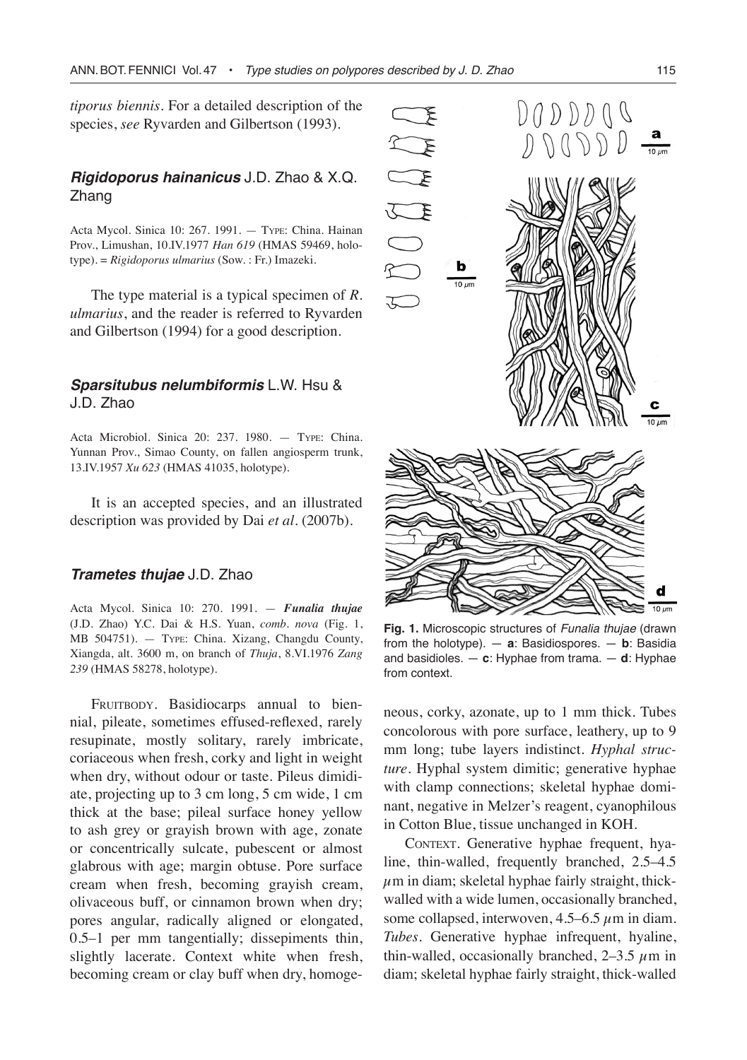*tiporus biennis*. For a detailed description of the species, *see* Ryvarden and Gilbertson (1993).

## ***Rigidoporus hainanicus*** J.D. Zhao & X.Q. Zhang

Acta Mycol. Sinica 10: 267. 1991. — Type: China. Hainan Prov., Limushan, 10.IV.1977 *Han 619* (HMAS 59469, holotype). = *Rigidoporus ulmarius* (Sow. : Fr.) Imazeki.

The type material is a typical specimen of *R. ulmarius*, and the reader is referred to Ryvarden and Gilbertson (1994) for a good description.

## ***Sparsitubus nelumbiformis*** L.W. Hsu & J.D. Zhao

Acta Microbiol. Sinica 20: 237. 1980. — Type: China. Yunnan Prov., Simao County, on fallen angiosperm trunk, 13.IV.1957 *Xu 623* (HMAS 41035, holotype).

It is an accepted species, and an illustrated description was provided by Dai *et al*. (2007b).

## ***Trametes thujae*** J.D. Zhao

Acta Mycol. Sinica 10: 270. 1991. — ***Funalia thujae*** (J.D. Zhao) Y.C. Dai & H.S. Yuan, *comb. nova* (Fig. 1, MB 504751). — Type: China. Xizang, Changdu County, Xiangda, alt. 3600 m, on branch of *Thuja*, 8.VI.1976 *Zang 239* (HMAS 58278, holotype).

Fruitbody. Basidiocarps annual to biennial, pileate, sometimes effused-reflexed, rarely resupinate, mostly solitary, rarely imbricate, coriaceous when fresh, corky and light in weight when dry, without odour or taste. Pileus dimidiate, projecting up to 3 cm long, 5 cm wide, 1 cm thick at the base; pileal surface honey yellow to ash grey or grayish brown with age, zonate or concentrically sulcate, pubescent or almost glabrous with age; margin obtuse. Pore surface cream when fresh, becoming grayish cream, olivaceous buff, or cinnamon brown when dry; pores angular, radically aligned or elongated, 0.5–1 per mm tangentially; dissepiments thin, slightly lacerate. Context white when fresh, becoming cream or clay buff when dry, homogeneous, corky, azonate, up to 1 mm thick. Tubes concolorous with pore surface, leathery, up to 9 mm long; tube layers indistinct. *Hyphal structure*. Hyphal system dimitic; generative hyphae with clamp connections; skeletal hyphae dominant, negative in Melzer's reagent, cyanophilous in Cotton Blue, tissue unchanged in KOH.

**Fig. 1.** Microscopic structures of *Funalia thujae* (drawn from the holotype). — **a**: Basidiospores. — **b**: Basidia and basidioles. — **c**: Hyphae from trama. — **d**: Hyphae from context.

Context. Generative hyphae frequent, hyaline, thin-walled, frequently branched, 2.5–4.5 $\mu$m in diam; skeletal hyphae fairly straight, thick-walled with a wide lumen, occasionally branched, some collapsed, interwoven, 4.5–6.5 $\mu$m in diam. *Tubes*. Generative hyphae infrequent, hyaline, thin-walled, occasionally branched, 2–3.5 $\mu$m in diam; skeletal hyphae fairly straight, thick-walled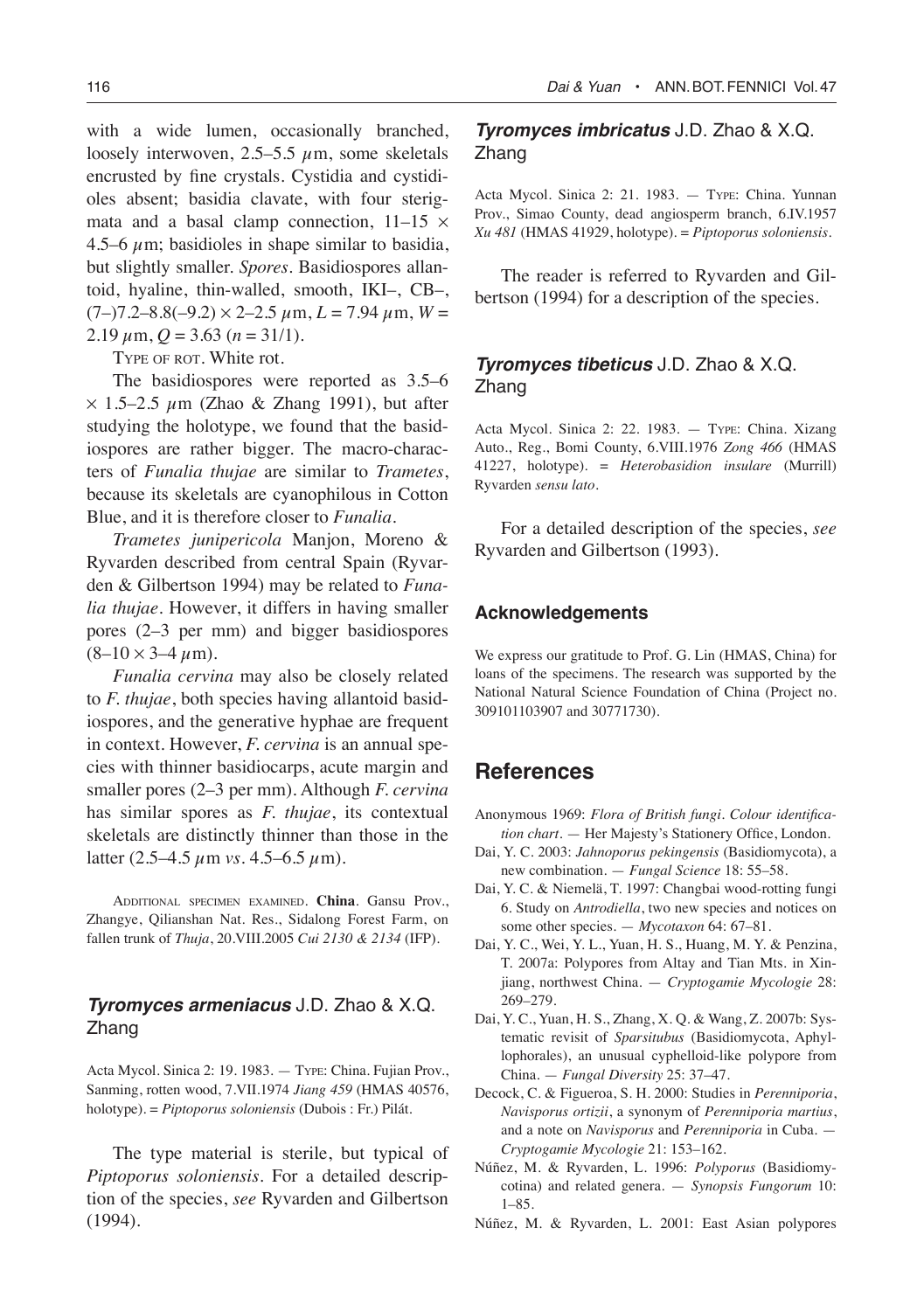with a wide lumen, occasionally branched, loosely interwoven, 2.5–5.5 $\mu$m, some skeletals encrusted by fine crystals. Cystidia and cystidioles absent; basidia clavate, with four sterigmata and a basal clamp connection, 11–15 × 4.5–6 $\mu$m; basidioles in shape similar to basidia, but slightly smaller. *Spores*. Basidiospores allantoid, hyaline, thin-walled, smooth, IKI–, CB–, (7–)7.2–8.8(–9.2) × 2–2.5 $\mu$m, $L$ = 7.94 $\mu$m, $W$ = 2.19 $\mu$m, $Q$ = 3.63 ($n$ = 31/1).

TYPE OF ROT. White rot.

The basidiospores were reported as 3.5–6 × 1.5–2.5 $\mu$m (Zhao & Zhang 1991), but after studying the holotype, we found that the basidiospores are rather bigger. The macro-characters of *Funalia thujae* are similar to *Trametes*, because its skeletals are cyanophilous in Cotton Blue, and it is therefore closer to *Funalia*.

*Trametes junipericola* Manjon, Moreno & Ryvarden described from central Spain (Ryvarden & Gilbertson 1994) may be related to *Funalia thujae*. However, it differs in having smaller pores (2–3 per mm) and bigger basidiospores (8–10 × 3–4 $\mu$m).

*Funalia cervina* may also be closely related to *F. thujae*, both species having allantoid basidiospores, and the generative hyphae are frequent in context. However, *F. cervina* is an annual species with thinner basidiocarps, acute margin and smaller pores (2–3 per mm). Although *F. cervina* has similar spores as *F. thujae*, its contextual skeletals are distinctly thinner than those in the latter (2.5–4.5 $\mu$m *vs*. 4.5–6.5 $\mu$m).

ADDITIONAL SPECIMEN EXAMINED. **China**. Gansu Prov., Zhangye, Qilianshan Nat. Res., Sidalong Forest Farm, on fallen trunk of *Thuja*, 20.VIII.2005 *Cui 2130 & 2134* (IFP).

## *Tyromyces armeniacus* J.D. Zhao & X.Q. Zhang

Acta Mycol. Sinica 2: 19. 1983. — TYPE: China. Fujian Prov., Sanming, rotten wood, 7.VII.1974 *Jiang 459* (HMAS 40576, holotype). = *Piptoporus soloniensis* (Dubois : Fr.) Pilát.

The type material is sterile, but typical of *Piptoporus soloniensis*. For a detailed description of the species, *see* Ryvarden and Gilbertson (1994).

## *Tyromyces imbricatus* J.D. Zhao & X.Q. Zhang

Acta Mycol. Sinica 2: 21. 1983. — TYPE: China. Yunnan Prov., Simao County, dead angiosperm branch, 6.IV.1957 *Xu 481* (HMAS 41929, holotype). = *Piptoporus soloniensis*.

The reader is referred to Ryvarden and Gilbertson (1994) for a description of the species.

## *Tyromyces tibeticus* J.D. Zhao & X.Q. Zhang

Acta Mycol. Sinica 2: 22. 1983. — TYPE: China. Xizang Auto., Reg., Bomi County, 6.VIII.1976 *Zong 466* (HMAS 41227, holotype). = *Heterobasidion insulare* (Murrill) Ryvarden *sensu lato*.

For a detailed description of the species, *see* Ryvarden and Gilbertson (1993).

### Acknowledgements

We express our gratitude to Prof. G. Lin (HMAS, China) for loans of the specimens. The research was supported by the National Natural Science Foundation of China (Project no. 309101103907 and 30771730).

## References

Anonymous 1969: *Flora of British fungi. Colour identification chart*. — Her Majesty's Stationery Office, London.

Dai, Y. C. 2003: *Jahnoporus pekingensis* (Basidiomycota), a new combination. — *Fungal Science* 18: 55–58.

Dai, Y. C. & Niemelä, T. 1997: Changbai wood-rotting fungi 6. Study on *Antrodiella*, two new species and notices on some other species. — *Mycotaxon* 64: 67–81.

Dai, Y. C., Wei, Y. L., Yuan, H. S., Huang, M. Y. & Penzina, T. 2007a: Polypores from Altay and Tian Mts. in Xinjiang, northwest China. — *Cryptogamie Mycologie* 28: 269–279.

Dai, Y. C., Yuan, H. S., Zhang, X. Q. & Wang, Z. 2007b: Systematic revisit of *Sparsitubus* (Basidiomycota, Aphyllophorales), an unusual cyphelloid-like polypore from China. — *Fungal Diversity* 25: 37–47.

Decock, C. & Figueroa, S. H. 2000: Studies in *Perenniporia*, *Navisporus ortizii*, a synonym of *Perenniporia martius*, and a note on *Navisporus* and *Perenniporia* in Cuba. — *Cryptogamie Mycologie* 21: 153–162.

Núñez, M. & Ryvarden, L. 1996: *Polyporus* (Basidiomycotina) and related genera. — *Synopsis Fungorum* 10: 1–85.

Núñez, M. & Ryvarden, L. 2001: East Asian polypores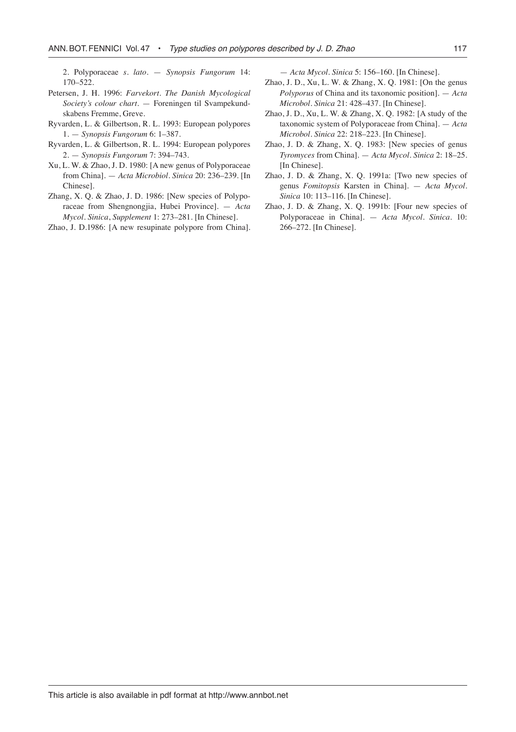2. Polyporaceae *s. lato*. — *Synopsis Fungorum* 14: 170–522.

Petersen, J. H. 1996: *Farvekort. The Danish Mycological Society's colour chart*. — Foreningen til Svampekundskabens Fremme, Greve.

Ryvarden, L. & Gilbertson, R. L. 1993: European polypores 1. — *Synopsis Fungorum* 6: 1–387.

Ryvarden, L. & Gilbertson, R. L. 1994: European polypores 2. — *Synopsis Fungorum* 7: 394–743.

Xu, L. W. & Zhao, J. D. 1980: [A new genus of Polyporaceae from China]. — *Acta Microbiol. Sinica* 20: 236–239. [In Chinese].

Zhang, X. Q. & Zhao, J. D. 1986: [New species of Polyporaceae from Shengnongjia, Hubei Province]. — *Acta Mycol. Sinica, Supplement* 1: 273–281. [In Chinese].

Zhao, J. D.1986: [A new resupinate polypore from China]. — *Acta Mycol. Sinica* 5: 156–160. [In Chinese].

Zhao, J. D., Xu, L. W. & Zhang, X. Q. 1981: [On the genus *Polyporus* of China and its taxonomic position]. — *Acta Microbol. Sinica* 21: 428–437. [In Chinese].

Zhao, J. D., Xu, L. W. & Zhang, X. Q. 1982: [A study of the taxonomic system of Polyporaceae from China]. — *Acta Microbol. Sinica* 22: 218–223. [In Chinese].

Zhao, J. D. & Zhang, X. Q. 1983: [New species of genus *Tyromyces* from China]. — *Acta Mycol. Sinica* 2: 18–25. [In Chinese].

Zhao, J. D. & Zhang, X. Q. 1991a: [Two new species of genus *Fomitopsis* Karsten in China]. — *Acta Mycol. Sinica* 10: 113–116. [In Chinese].

Zhao, J. D. & Zhang, X. Q. 1991b: [Four new species of Polyporaceae in China]. — *Acta Mycol. Sinica*. 10: 266–272. [In Chinese].

This article is also available in pdf format at http://www.annbot.net